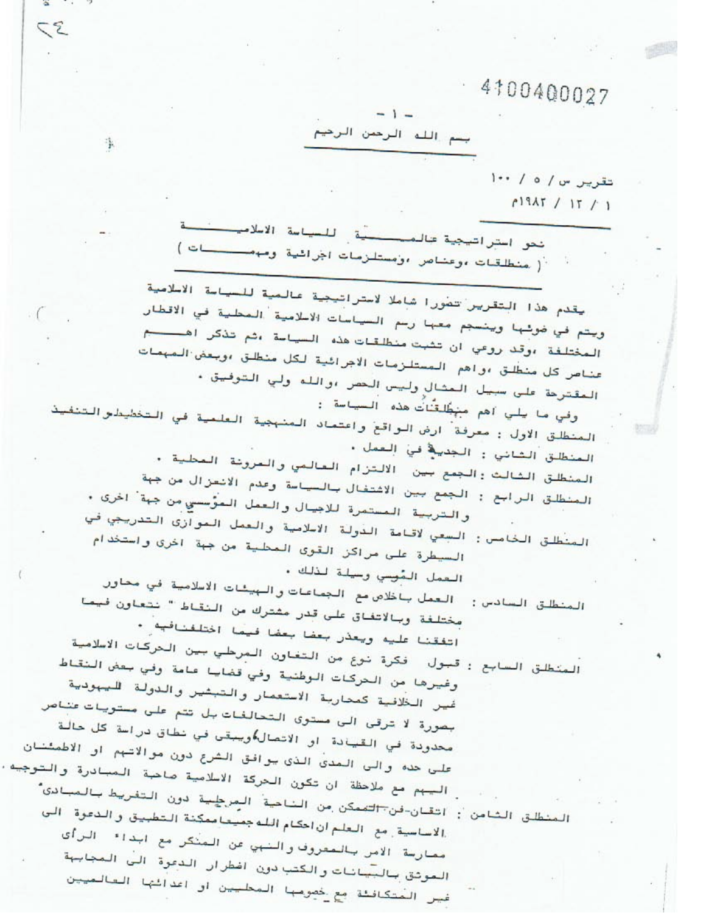4100400027

بسم الله الرحمن الرحيم

تقرير س / ٥ / ١٠٠
١ / ١٢ / ١٩٨٢م

## نحو استراتيجية عالمية للسياسة الاسلامية
### ( منطلقات ،وعناصر ،ومستلزمات اجرائية ومهمات )

يقدم هذا التقرير تصورا شاملا لاستراتيجية عالمية للسياسة الاسلامية ويتم في ضوئها وينسجم معها رسم السياسات الاسلامية المحلية في الاقطار المختلفة ،وقد روعي ان تثبت منطلقات هذه السياسة ،ثم تذكر اهم عناصر كل منطلق ،واهم المستلزمات الاجرائية لكل منطلق ،وبعض المهمات المقترحة على سبيل المثال وليس الحصر ،والله ولي التوفيق .

وفي ما يلي اهم منطلقات هذه السياسة :

المنطلق الاول : معرفة ارض الواقع واعتماد المنهجية العلمية في التخطيط والتنفيذ

المنطلق الثاني : الجدية في العمل .

المنطلق الثالث : الجمع بين الالتزام العالمي والمرونة المحلية .

المنطلق الرابع : الجمع بين الاشتغال بالسياسة وعدم الانعزال من جهة والتربية المستمرة للاجيال والعمل المؤسسي من جهة اخرى .

المنطلق الخامس : السعي لاقامة الدولة الاسلامية والعمل الموازي التدريجي في السيطرة على مراكز القوى المحلية من جهة اخرى واستخدام العمل المؤسسي وسيلة لذلك .

المنطلق السادس : العمل باخلاص مع الجماعات والهيئات الاسلامية في محاور مختلفة وبالاتفاق على قدر مشترك من النقاط " نتعاون فيما اتفقنا عليه ويعذر بعضا بعضا فيما اختلفنافيه .

المنطلق السابع : قبول فكرة نوع من التعاون المرحلي بين الحركات الاسلامية وغيرها من الحركات الوطنية وفي قضايا عامة وفي بعض النقاط غير الخلافية كمحاربة الاستعمار والتبشير والدولة لليهودية بصورة لا ترقى الى مستوى التحالفات بل تتم على مستويات عناصر محدودة في القيادة او الاتصال ويبقى في نطاق دراسة كل حالة على حده والى المدى الذى يوافق الشرع دون موالاتهم او الاطمئنان اليهم مع ملاحظة ان تكون الحركة الاسلامية صاحبة المبادرة والتوجيه .

المنطلق الثامن : اتقان فن التمكن من الناحية المرحلية دون التفريط بالمبادئ الاساسية مع العلم ان احكام الله جميعا ممكنة التطبيق والدعوة الى ممارسة الامر بالمعروف والنهي عن المنكر مع ابداء الرأى الموثق بالبيانات والكتب دون اضطرار الدعوة الى المجابهة غير المتكافئة مع خصومها المحليين او اعدائها العالميين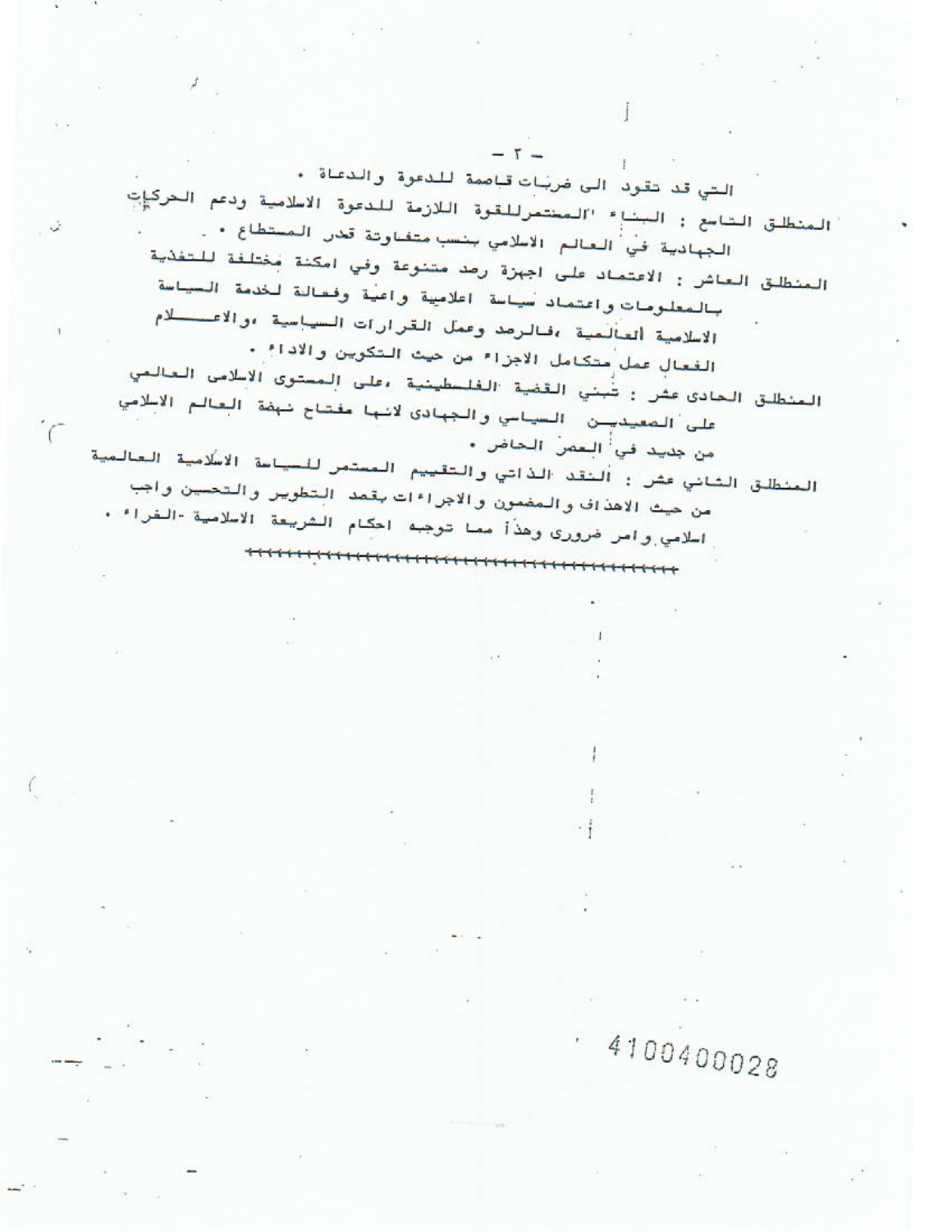التي قد تقود الى ضربات قاصمة للدعوة والدعاة .

المنطلق التاسع : البناء المستمر للقوة اللازمة للدعوة الاسلامية ودعم الحركات الجهادية في العالم الاسلامي بنسب متفاوتة قدر المستطاع .

المنطلق العاشر : الاعتماد على اجهزة رصد متنوعة وفي امكنة مختلفة للتغذية بالمعلومات واعتماد سياسة اعلامية واعية وفعالة لخدمة السياسة الاسلامية العالمية ،فالرصد وعمل القرارات السياسية ،والاعلام الفعال عمل متكامل الاجزاء من حيث التكوين والاداء .

المنطلق الحادى عشر : تبني القضية الفلسطينية ،على المستوى الاسلامى العالمي على الصعيدين السياسي والجهادى لانها مفتاح نهضة العالم الاسلامي من جديد في العصر الحاضر .

المنطلق الثاني عشر : النقد الذاتي والتقييم المستمر للسياسة الاسلامية العالمية من حيث الاهداف والمضمون والاجراءات بقصد التطوير والتحسين واجب اسلامي وامر ضروري وهذا مما توجبه احكام الشريعة الاسلامية -الغراء .

+++++++++++++++++++++++++++++++++++++++++++

4100400028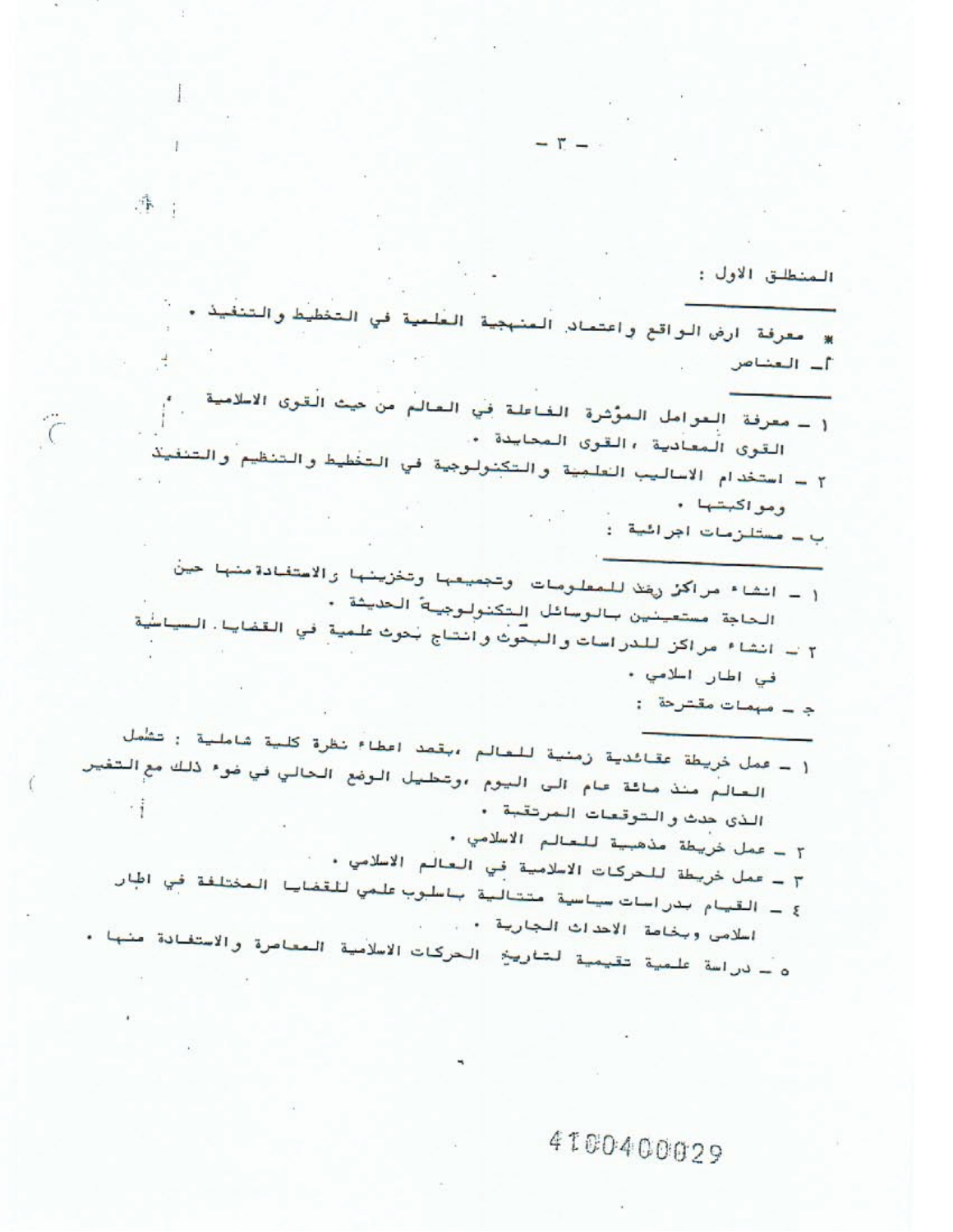المنطلق الاول :

* معرفة ارض الواقع واعتماد المنهجية العلمية في التخطيط والتنفيذ .

أ ـ العناصر

١ ـ معرفة العوامل المؤثرة الفاعلة في العالم من حيث القوى الاسلامية القوى المعادية ، القوى المحايدة .

٢ ـ استخدام الاساليب العلمية والتكنولوجية في التخطيط والتنظيم والتنفيذ ومواكبتها .

ب ـ مستلزمات اجرائية :

١ ـ انشاء مراكز رصد للمعلومات وتجميعها وتخزينها والاستفادة منها حين الحاجة مستعينين بالوسائل التكنولوجية الحديثة .

٢ ـ انشاء مراكز للدراسات والبحوث وانتاج بحوث علمية في القضايا السياسية في اطار اسلامي .

ج ـ مهمات مقترحة :

١ ـ عمل خريطة عقائدية زمنية للعالم ، بقصد اعطاء نظرة كلية شاملية : تشمل العالم منذ مائة عام الى اليوم ، وتحليل الوضع الحالي في ضوء ذلك مع التغير الذى حدث والتوقعات المرتقبة .

٢ ـ عمل خريطة مذهبية للعالم الاسلامي .

٣ ـ عمل خريطة للحركات الاسلامية في العالم الاسلامي .

٤ ـ القيام بدراسات سياسية متتالية باسلوب علمي للقضايا المختلفة في اطار اسلامى وبخاصة الاحداث الجارية .

٥ ـ دراسة علمية تقيمية لتاريخ الحركات الاسلامية المعاصرة والاستفادة منها .

4100400029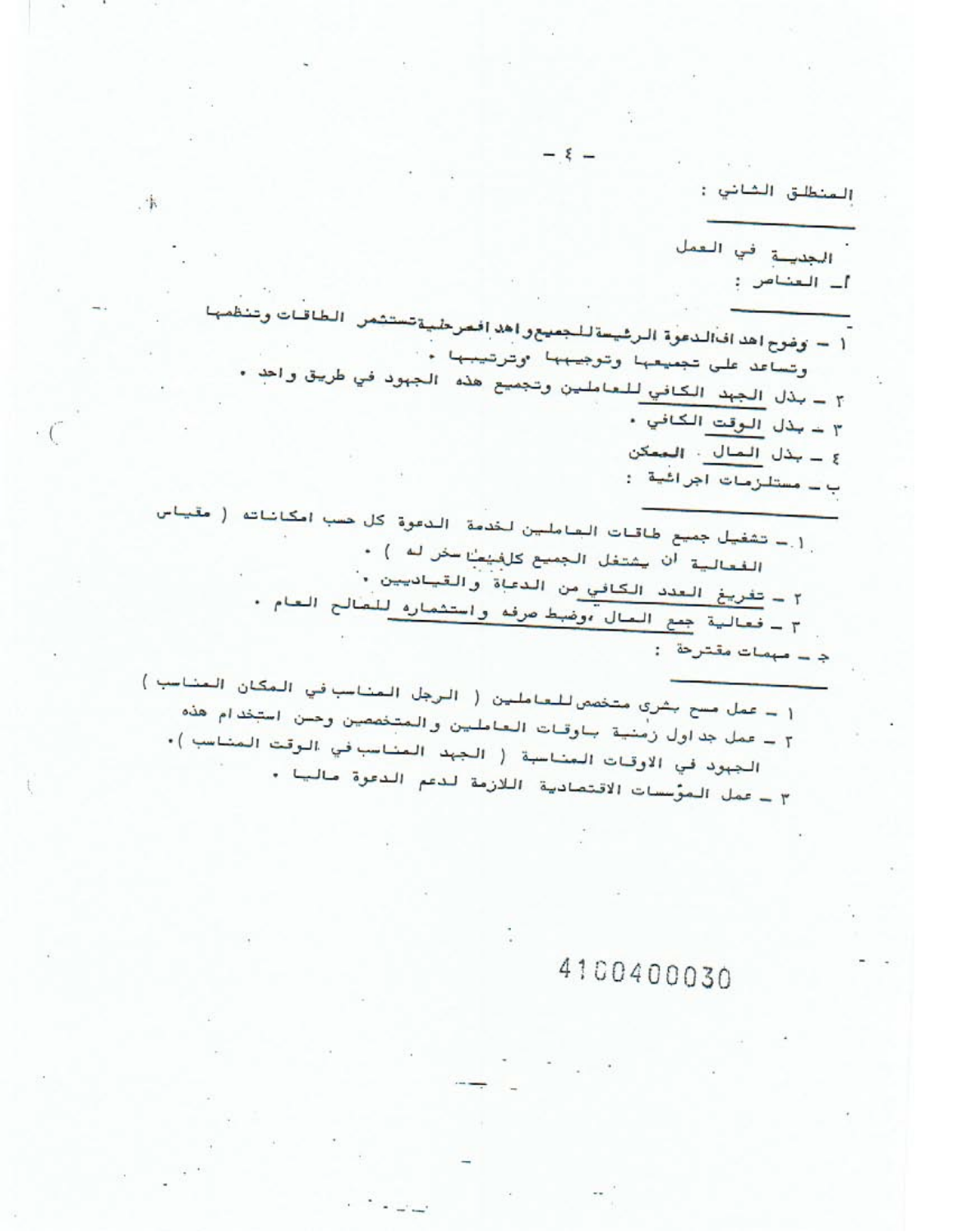## المنطلق الثاني :

### الجدية في العمل

#### أ ـ العناصر :

١ ـ وضوح اهداف الدعوة الرئيسة للجميع واهداف مرحلية تستثمر الطاقات وتنظمها وتساعد على تجميعها وتوجيهها وترتيبها .

٢ ـ بذل الجهد الكافي للعاملين وتجميع هذه الجهود في طريق واحد .

٣ ـ بذل الوقت الكافي .

٤ ـ بذل المال الممكن

#### ب ـ مستلزمات اجرائية :

١ ـ تشغيل جميع طاقات العاملين لخدمة الدعوة كل حسب امكاناته ( مقياس الفعالية ان يشتغل الجميع كل فيما سخر له ) .

٢ ـ تفريغ العدد الكافي من الدعاة والقياديين .

٣ ـ فعالية جمع المال ، وضبط صرفه واستثماره للصالح العام .

#### ج ـ مهمات مقترحة :

١ ـ عمل مسح بشري متخصص للعاملين ( الرجل المناسب في المكان المناسب )

٢ ـ عمل جداول زمنية باوقات العاملين والمتخصصين وحسن استخدام هذه الجهود في الاوقات المناسبة ( الجهد المناسب في الوقت المناسب ) .

٣ ـ عمل المؤسسات الاقتصادية اللازمة لدعم الدعوة ماليا .

4100400030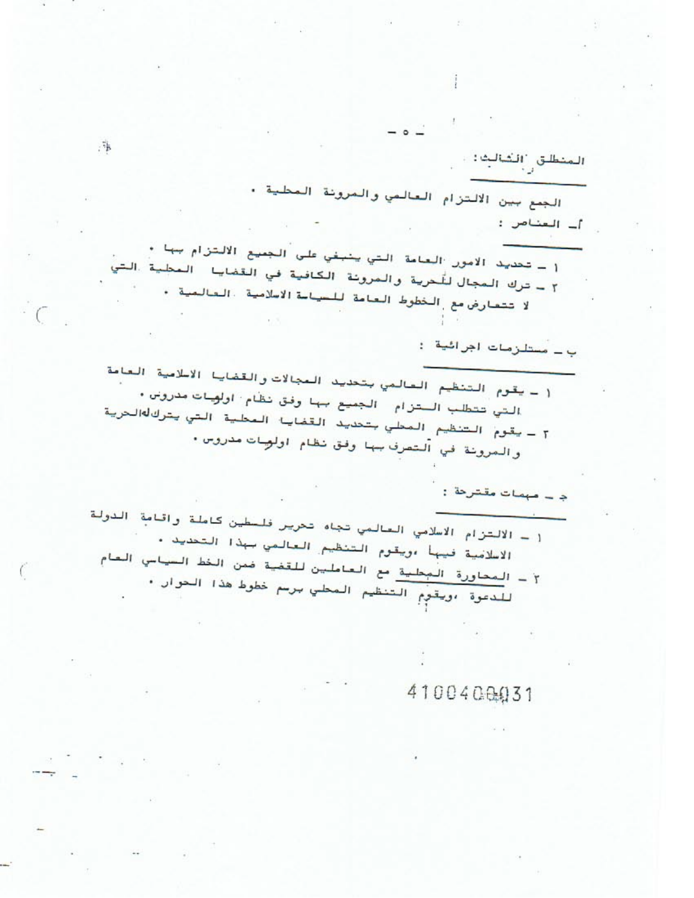## المنطلق الثالث:

الجمع بين الالتزام العالمي والمرونة المحلية .

### أ ـ العناصر :

١ ـ تحديد الامور العامة التي ينبغي على الجميع الالتزام بها .

٢ ـ ترك المجال للحرية والمرونة الكافية في القضايا المحلية التي لا تتعارض مع الخطوط العامة للسياسة الاسلامية العالمية .

### ب ـ مستلزمات اجرائية :

١ ـ يقوم التنظيم العالمي بتحديد المجالات والقضايا الاسلامية العامة التي تتطلب التزام الجميع بها وفق نظام اولويات مدروس .

٢ ـ يقوم التنظيم المحلي بتحديد القضايا المحلية التي يترك له الحرية والمرونة في التصرف بها وفق نظام اولويات مدروس .

### ج ـ مهمات مقترحة :

١ ـ الالتزام الاسلامي العالمي تجاه تحرير فلسطين كاملة واقامة الدولة الاسلامية فيها ،ويقوم التنظيم العالمي بهذا التحديد .

٢ ـ المحاورة المحلية مع العاملين للقضية ضمن الخط السياسي العام للدعوة ،ويقوم التنظيم المحلي برسم خطوط هذا الحوار .

4100400031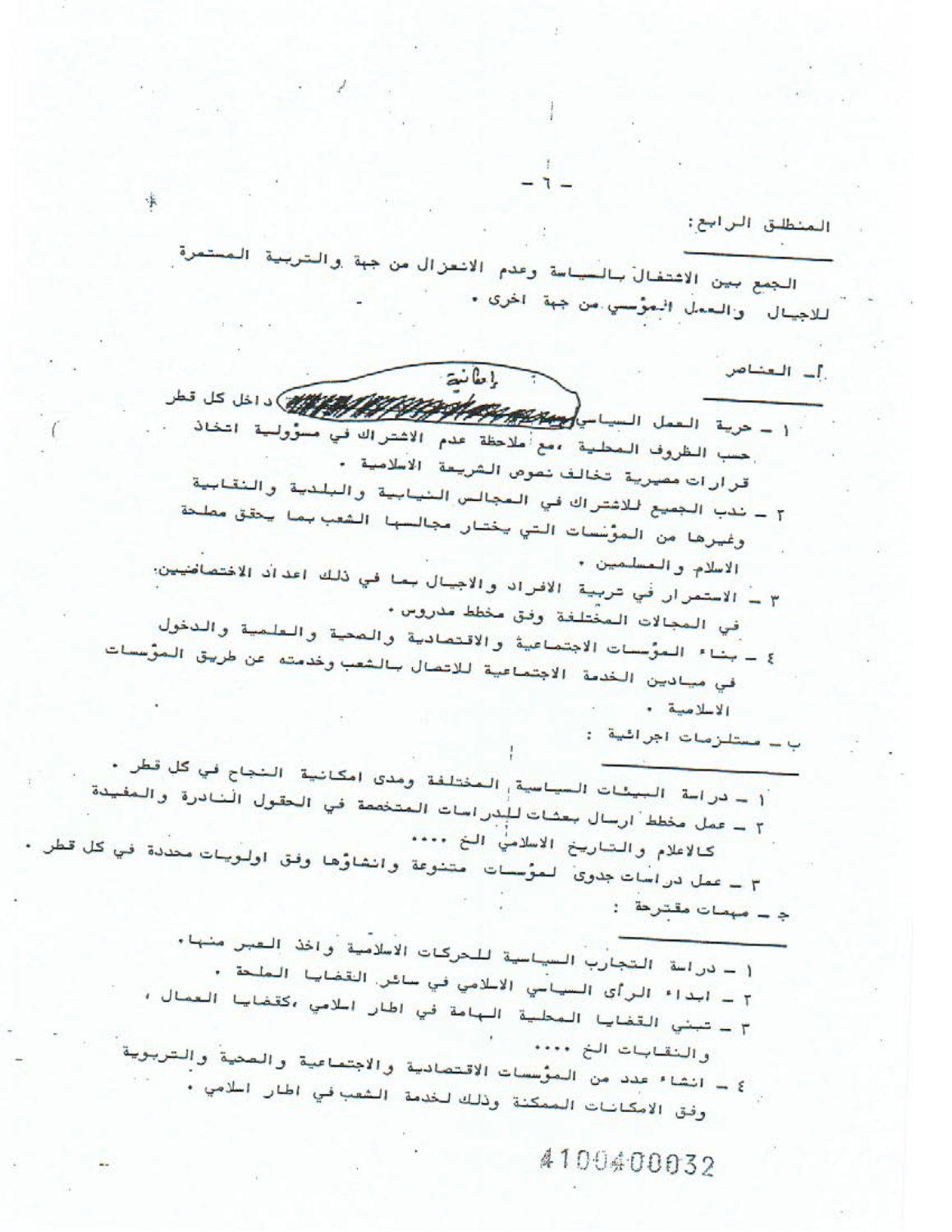المنطلق الرابع:

الجمع بين الاشتغال بالسياسة وعدم الانعزال من جهة والتربية المستمرة للاجيال والعمل المؤسسي من جهة اخرى .

أ ـ العناصر

١ ـ حرية العمل السياسي ~~...~~ إعلانية داخل كل قطر حسب الظروف المحلية ، مع ملاحظة عدم الاشتراك في مسؤولية اتخاذ قرارات مصيرية تخالف نصوص الشريعة الاسلامية .

٢ ـ ندب الجميع للاشتراك في المجالس النيابية والبلدية والنقابية وغيرها من المؤسسات التي يختار مجالسها الشعب بما يحقق مصلحة الاسلام والمسلمين .

٣ ـ الاستمرار في تربية الافراد والاجيال بما في ذلك اعداد الاختصاصيين في المجالات المختلفة وفق مخطط مدروس .

٤ ـ بناء المؤسسات الاجتماعية والاقتصادية والصحية والعلمية والدخول في ميادين الخدمة الاجتماعية للاتصال بالشعب وخدمته عن طريق المؤسسات الاسلامية .

ب ـ مستلزمات اجرائية :

١ ـ دراسة البيئات السياسية المختلفة ومدى امكانية النجاح في كل قطر .

٢ ـ عمل مخطط ارسال بعثات للدراسات المتخصصة في الحقول النادرة والمفيدة كالاعلام والتاريخ الاسلامي الخ ....

٣ ـ عمل دراسات جدوى لمؤسسات متنوعة وانشاؤها وفق اولويات محددة في كل قطر .

ج ـ مهمات مقترحة :

١ ـ دراسة التجارب السياسية للحركات الاسلامية واخذ العبر منها .

٢ ـ ابداء الرأى السياسي الاسلامي في سائر القضايا الملحة .

٣ ـ تبني القضايا المحلية الهامة في اطار اسلامي ، كقضايا العمال ، والنقابات الخ ....

٤ ـ انشاء عدد من المؤسسات الاقتصادية والاجتماعية والصحية والتربوية وفق الامكانات الممكنة وذلك لخدمة الشعب في اطار اسلامي .

4100400032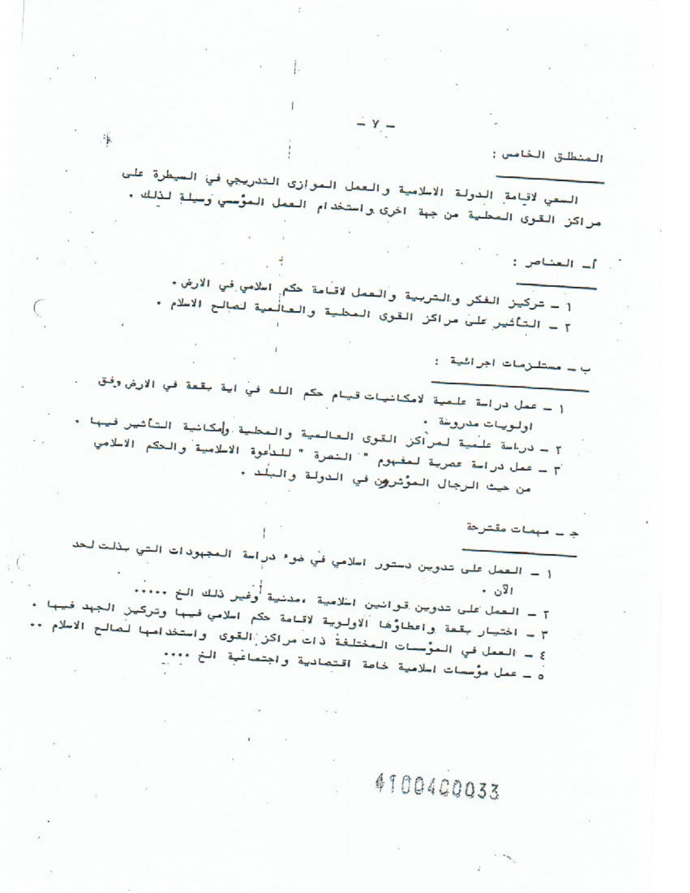## المنطلق الخامس :

السعي لاقامة الدولة الاسلامية والعمل الموازى التدريجي في السيطرة على مراكز القوى المحلية من جهة اخرى واستخدام العمل المؤسسي وسيلة لذلك .

### أ ـ العناصر :

١ ـ تركيز الفكر والتربية والعمل لاقامة حكم اسلامي في الارض .
٢ ـ التأثير على مراكز القوى المحلية والعالمية لصالح الاسلام .

### ب ـ مستلزمات اجرائية :

١ ـ عمل دراسة علمية لامكانيات قيام حكم الله في اية بقعة في الارض وفق اولويات مدروسة .
٢ ـ دراسة علمية لمراكز القوى العالمية والمحلية وامكانية التأثير فيها .
٣ ـ عمل دراسة عصرية لمفهوم " النصرة " للدعوة الاسلامية والحكم الاسلامي من حيث الرجال المؤثرون في الدولة والبلد .

### جـ ـ مهمات مقترحة

١ ـ العمل على تدوين دستور اسلامي في ضوء دراسة المجهودات التي بذلت لحد الآن .
٢ ـ العمل على تدوين قوانين اسلامية ،مدنية وغير ذلك الخ .....
٣ ـ اختيار بقعة واعطاؤها الاولوية لاقامة حكم اسلامي فيها وتركيز الجهد فيها .
٤ ـ العمل في المؤسسات المختلفة ذات مراكز القوى واستخدامها لصالح الاسلام ..
٥ ـ عمل مؤسسات اسلامية خاصة اقتصادية واجتماعية الخ ....

4100400033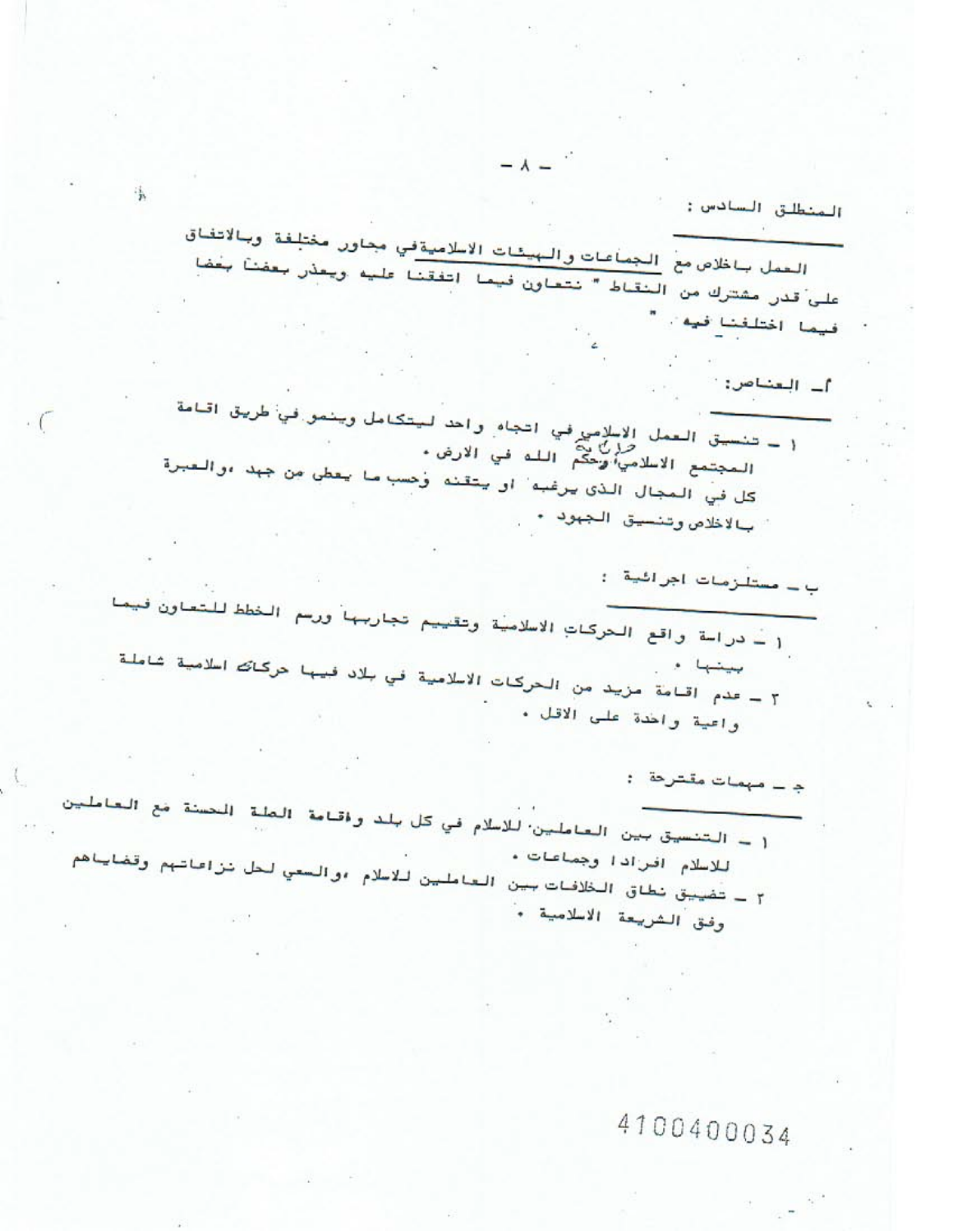## المنطلق السادس :

العمل باخلاص مع الجماعات والهيئات الاسلامية في مجاور مختلفة وبالاتفاق على قدر مشترك من النقاط " نتعاون فيما اتفقنا عليه ويعذر بعضنا بعضا فيما اختلفنا فيه . "

### أ ـ العناصر:

١ ـ تنسيق العمل الاسلامي في اتجاه واحد ليتكامل وينمو في طريق اقامة المجتمع الاسلامي وحكم الله في الارض ، كل في المجال الذى يرغبه او يتقنه وحسب ما يعطى من جهد ، والعبرة بالاخلاص وتنسيق الجهود .

### ب ـ مستلزمات اجرائية :

١ ـ دراسة واقع الحركات الاسلامية وتقييم تجاربها ورسم الخطط للتعاون فيما بينها .

٢ ـ عدم اقامة مزيد من الحركات الاسلامية في بلاد فيها حركات اسلامية شاملة واعية واحدة على الاقل .

### ج ـ مهمات مقترحة :

١ ـ التنسيق بين العاملين للاسلام في كل بلد واقامة الصلة الحسنة مع العاملين للاسلام افرادا وجماعات .

٢ ـ تضييق نطاق الخلافات بين العاملين للاسلام ، والسعي لحل نزاعاتهم وقضاياهم وفق الشريعة الاسلامية .

4100400034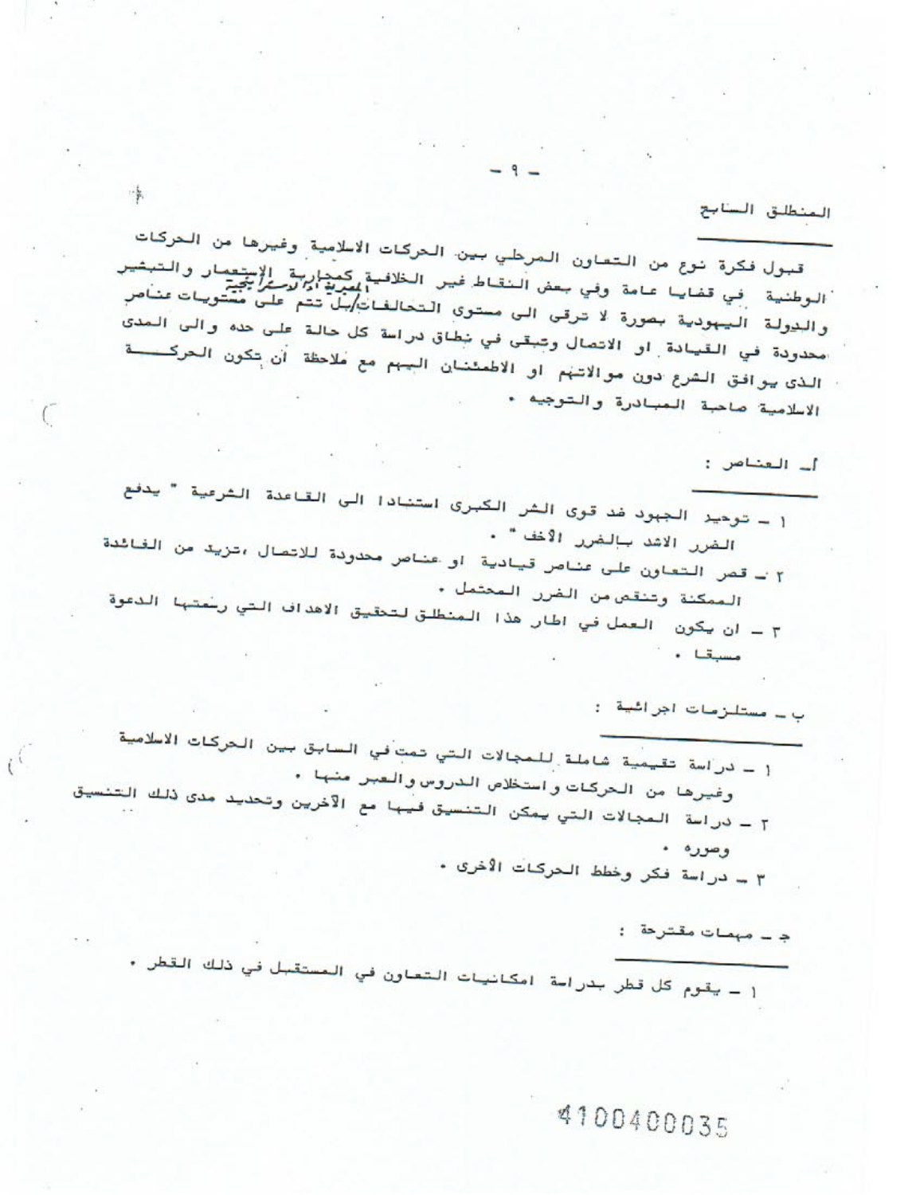## المنطلق السابع

قبول فكرة نوع من التعاون المرحلي بين الحركات الاسلامية وغيرها من الحركات الوطنية في قضايا عامة وفي بعض النقاط غير الخلافية كمحاربة الإستعمار والتبشير والدولة اليهودية بصورة لا ترقى الى مستوى التحالفات/بل تتم على مستويات عناصر محدودة في القيادة او الاتصال وتبقى في نطاق دراسة كل حالة على حده والى المدى الذي يوافق الشرع دون موالاتهم او الاطمئنان اليهم مع ملاحظة أن تكون الحركة الاسلامية صاحبة المبادرة والتوجيه •

### أ ـ العناصر :

١ ـ توحيد الجهود ضد قوى الشر الكبرى استنادا الى القاعدة الشرعية " يدفع الضرر الاشد بالضرر الأخف " •

٢ ـ قصر التعاون على عناصر قيادية او عناصر محدودة للاتصال ،تزيد من الفائدة الممكنة وتنقص من الضرر المحتمل •

٣ ـ ان يكون العمل في اطار هذا المنطلق لتحقيق الاهداف التي رسمتها الدعوة مسبقا •

### ب ـ مستلزمات اجرائية :

١ ـ دراسة تقييمية شاملة للمجالات التي تمت في السابق بين الحركات الاسلامية وغيرها من الحركات واستخلاص الدروس والعبر منها •

٢ ـ دراسة المجالات التي يمكن التنسيق فيها مع الآخرين وتحديد مدى ذلك التنسيق وصوره •

٣ ـ دراسة فكر وخطط الحركات الأخرى •

### ج ـ مهمات مقترحة :

١ ـ يقوم كل قطر بدراسة امكانيات التعاون في المستقبل في ذلك القطر •

4100400035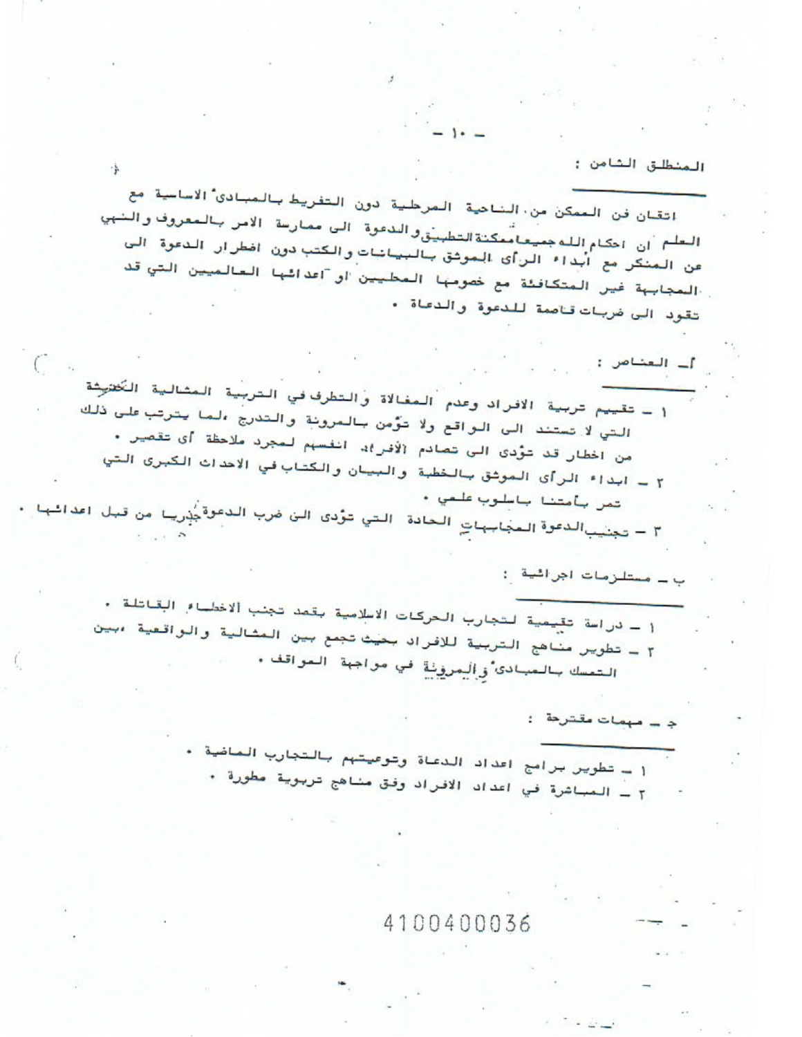## المنطلق الثامن :

اتقان فن الممكن من الناحية المرحلية دون التفريط بالمبادئ الاساسية مع العلم ان احكام الله جميعاً ممكنة التطبيق والدعوة الى ممارسة الامر بالمعروف والنهي عن المنكر مع ابداء الرأي الموثق بالبيانات والكتب دون اضطرار الدعوة الى المجابهة غير المتكافئة مع خصومها المحليين او اعدائها العالميين التي قد تقود الى ضربات قاصمة للدعوة والدعاة .

### أ ـ العناصر :

١ ـ تقييم تربية الافراد وعدم المغالاة والتطرف في التربية المثالية المخشوشة التي لا تستند الى الواقع ولا تؤمن بالمرونة والتدرج ، لما يترتب على ذلك من اخطار قد تؤدى الى تصادم الأفراد انفسهم لمجرد ملاحظة أى تقصير .

٢ ـ ابداء الرأى الموثق بالخطبة والبيان والكتاب في الاحداث الكبرى التي تمر بأمتنا باسلوب علمي .

٣ ـ تجنيب الدعوة المجابهات الحادة التي تؤدى الى ضرب الدعوة جذريا من قبل اعدائها .

### ب ـ مستلزمات اجرائية :

١ ـ دراسة تقييمية لتجارب الحركات الاسلامية بقصد تجنب الاخطاء القاتلة .

٢ ـ تطوير مناهج التربية للافراد بحيث تجمع بين المثالية والواقعية ، بين التمسك بالمبادئ والمرونة في مواجهة المواقف .

### ج ـ مهمات مقترحة :

١ ـ تطوير برامج اعداد الدعاة وتوعيتهم بالتجارب الماضية .

٢ ـ المباشرة في اعداد الافراد وفق مناهج تربوية مطورة .

4100400036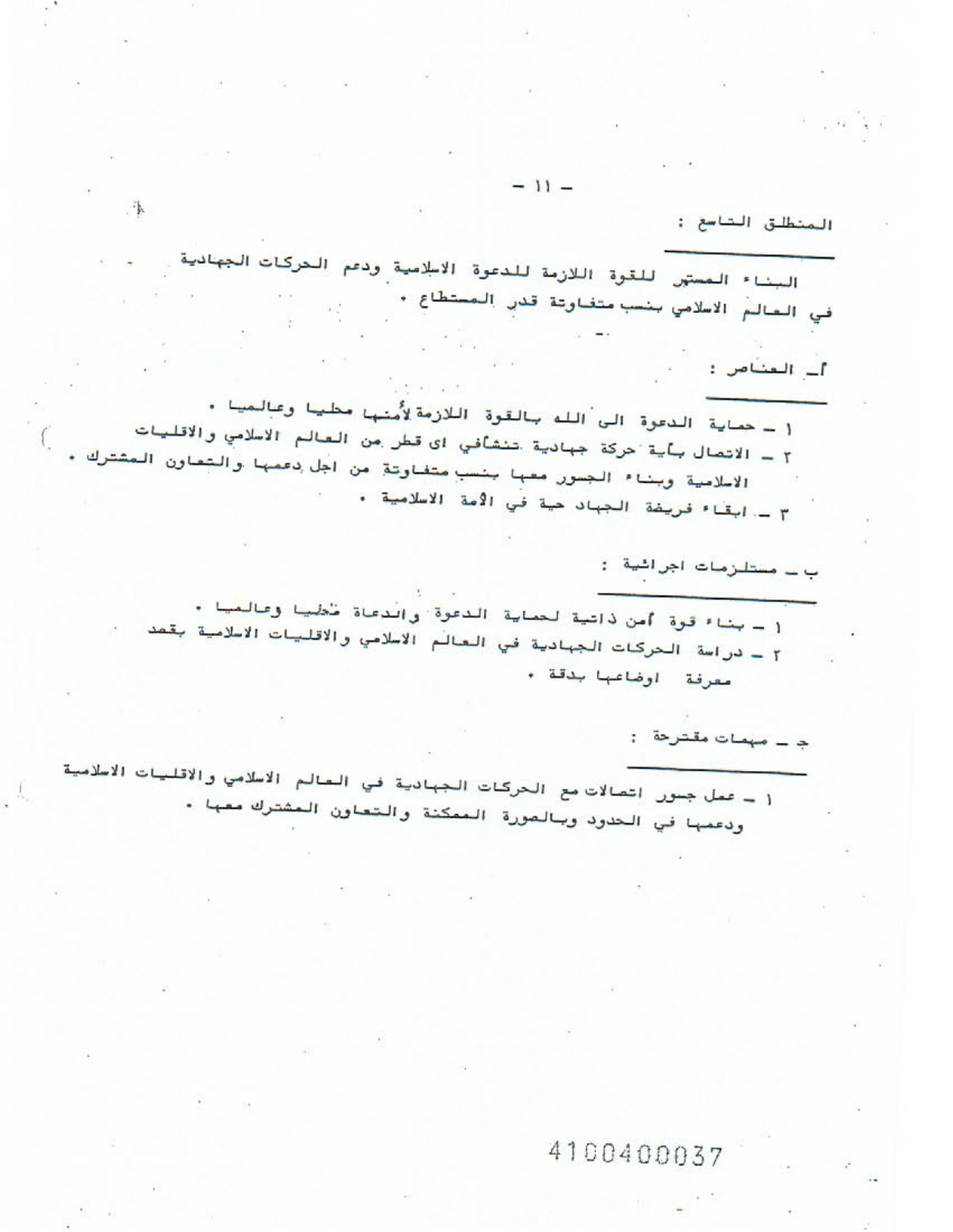المنطلق التاسع :

البناء المستمر للقوة اللازمة للدعوة الاسلامية ودعم الحركات الجهادية في العالم الاسلامي بنسب متفاوتة قدر المستطاع .

أ ـ العناصر :

١ ـ حماية الدعوة الى الله بالقوة اللازمة لأمنها محليا وعالميا .
٢ ـ الاتصال بأية حركة جهادية تنشأ في اى قطر من العالم الاسلامي والاقليات الاسلامية وبناء الجسور معها بنسب متفاوتة من اجل دعمها والتعاون المشترك .
٣ ـ ابقاء فريضة الجهاد حية في الأمة الاسلامية .

ب ـ مستلزمات اجرائية :

١ ـ بناء قوة أمن ذاتية لحماية الدعوة والدعاة محليا وعالميا .
٢ ـ دراسة الحركات الجهادية في العالم الاسلامي والاقليات الاسلامية بقصد معرفة اوضاعها بدقة .

جـ ـ مهمات مقترحة :

١ ـ عمل جسور اتصالات مع الحركات الجهادية في العالم الاسلامي والاقليات الاسلامية ودعمها في الحدود وبالصورة الممكنة والتعاون المشترك معها .

4100400037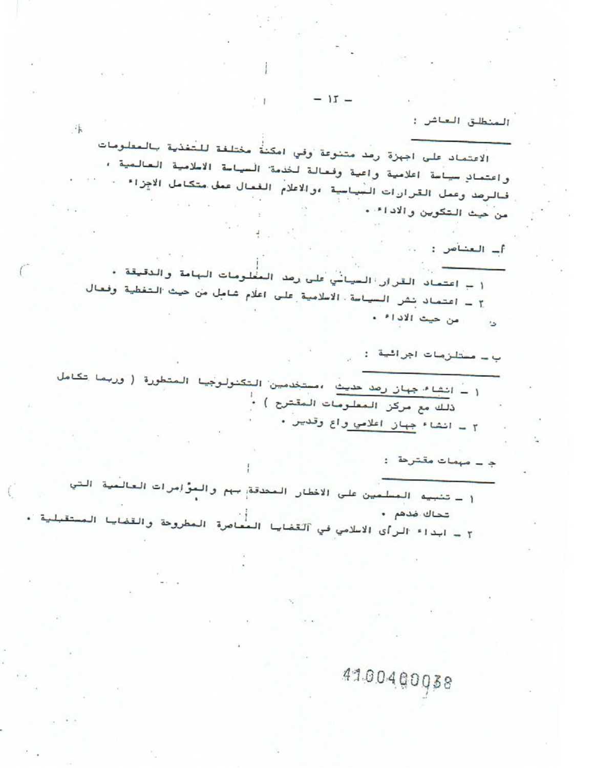المنطلق العاشر :

الاعتماد على اجهزة رصد متنوعة وفي امكنة مختلفة للتغذية بالمعلومات واعتماد سياسة اعلامية واعية وفعالة لخدمة السياسة الاسلامية العالمية ، فالرصد وعمل القرارات السياسية ،والاعلام الفعال عمل متكامل الاجزاء من حيث التكوين والاداء .

أ ـ العناصر :

١ ـ اعتماد القرار السياسي على رصد المعلومات الهامة والدقيقة .
٢ ـ اعتماد نشر السياسة الاسلامية على اعلام شامل من حيث التغطية وفعال من حيث الاداء .

ب ـ مستلزمات اجرائية :

١ ـ انشاء جهاز رصد حديث ،مستخدمين التكنولوجيا المتطورة ( وربما تكامل ذلك مع مركز المعلومات المقترح ) .
٢ ـ انشاء جهاز اعلامي واع وقدير .

ج ـ مهمات مقترحة :

١ ـ تنبيه المسلمين على الاخطار المحدقة بهم والمؤامرات العالمية التي تحاك ضدهم .
٢ ـ ابداء الرأى الاسلامي في القضايا المعاصرة المطروحة والقضايا المستقبلية .

41004000038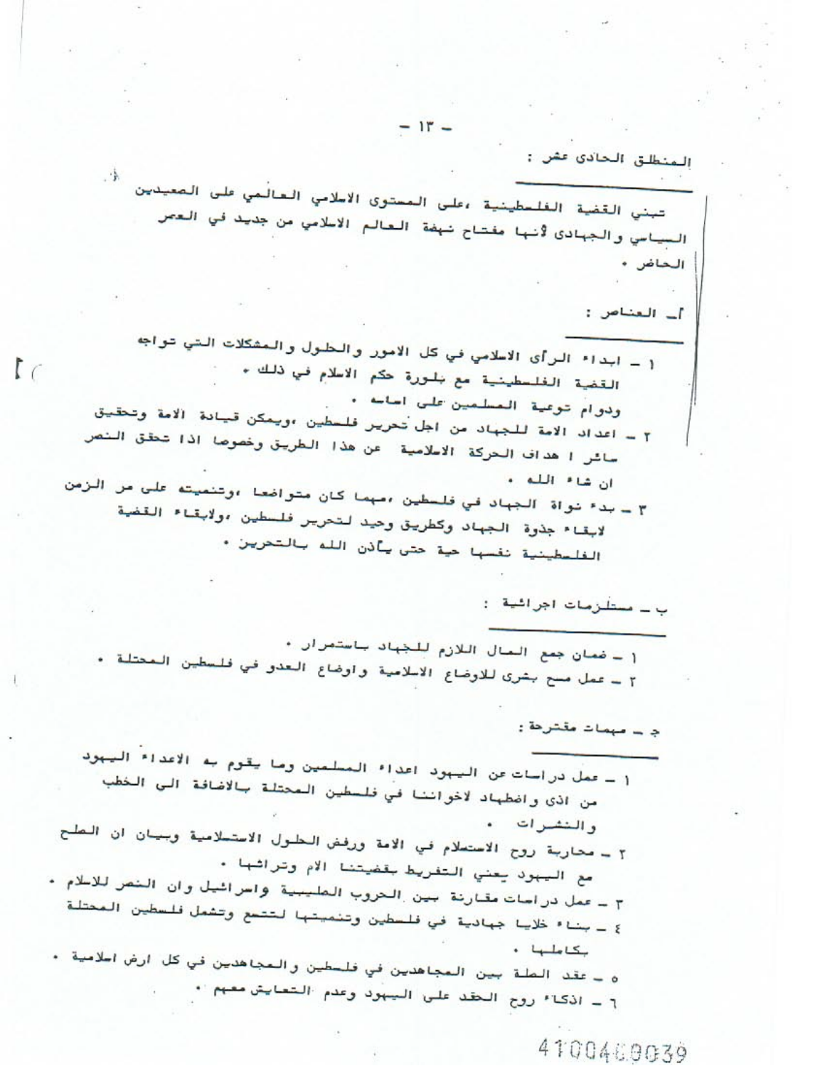المنطلق الحادي عشر :

تبني القضية الفلسطينية ،على المستوى الاسلامي العالمي على الصعيدين السياسي والجهادي لأنها مفتاح نهضة العالم الاسلامي من جديد في العصر الحاضر .

أ ـ العناصر :

١ ـ ابداء الرأي الاسلامي في كل الامور والحلول والمشكلات التي تواجه القضية الفلسطينية مع بلورة حكم الاسلام في ذلك .
ودوام توعية المسلمين على اساسه .

٢ ـ اعداد الامة للجهاد من اجل تحرير فلسطين ،ويمكن قيادة الامة وتحقيق سائر اهداف الحركة الاسلامية عن هذا الطريق وخصوصا اذا تحقق النصر ان شاء الله .

٣ ـ بدء نواة الجهاد في فلسطين ،مهما كان متواضعا ،وتنميته على مر الزمن لابقاء جذوة الجهاد وكطريق وحيد لتحرير فلسطين ،ولابقاء القضية الفلسطينية نفسها حية حتى يأذن الله بالتحرير .

ب ـ مستلزمات اجرائية :

١ ـ ضمان جمع المال اللازم للجهاد باستمرار .

٢ ـ عمل مسح بشرى للاوضاع الاسلامية واوضاع العدو في فلسطين المحتلة .

ج ـ مهمات مقترحة :

١ ـ عمل دراسات عن اليهود اعداء المسلمين وما يقوم به الاعداء اليهود من اذى واضطهاد لاخواننا في فلسطين المحتلة بالاضافة الى الخطب والنشرات .

٢ ـ محاربة روح الاستسلام في الامة ورفض الحلول الاستسلامية وبيان ان الصلح مع اليهود يعني التفريط بقضيتنا الام وتراثها .

٣ ـ عمل دراسات مقارنة بين الحروب الصليبية واسرائيل وان النصر للاسلام .

٤ ـ بناء خلايا جهادية في فلسطين وتنميتها لتتسع وتشمل فلسطين المحتلة بكاملها .

٥ ـ عقد الصلة بين المجاهدين في فلسطين والمجاهدين في كل ارض اسلامية .

٦ ـ اذكاء روح الحقد على اليهود وعدم التعايش معهم .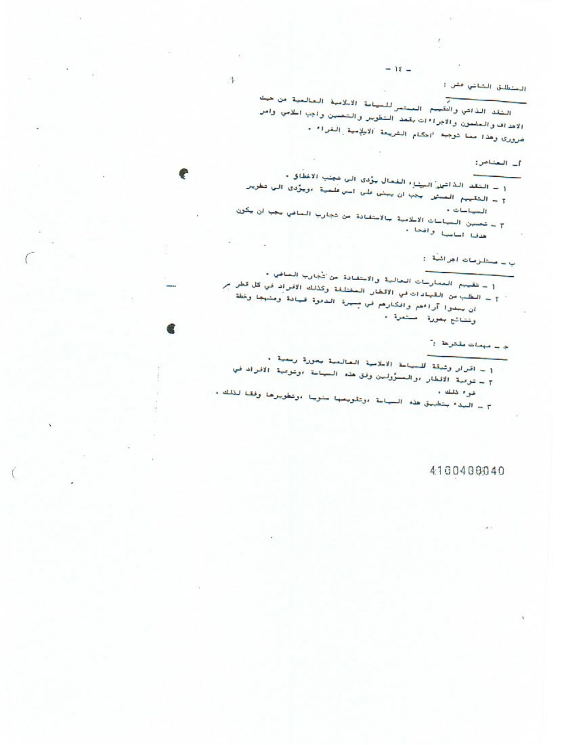المنطلق الثاني عشر :

النقد الذاتي والتقييم المستمر للسياسة الاسلامية العالمية من حيث الاهداف والمضمون والاجراءات بقصد التطوير والتحسين واجب اسلامي وامر ضروري وهذا مما توجبه احكام الشريعة الاسلامية الغراء .

أ ـ العناصر:

١ ـ النقد الذاتي البناء الفعال يؤدي الى تجنب الاخطاء .
٢ ـ التقييم المستمر يجب ان يبنى على اسس علمية ،ويؤدي الى تطوير السياسات .
٣ ـ تحسين السياسات الاسلامية بالاستفادة من تجارب الماضي يجب ان يكون هدفا اساسيا واضحا .

ب ـ مستلزمات اجرائية :

١ ـ تقييم الممارسات الحالية والاستفادة من تجارب الماضي .
٢ ـ الطلب من القيادات في الاقطار المختلفة وكذلك الافراد في كل قطر ان يبدوا آراءهم وافكارهم في مسيرة الدعوة قيادة ومنهجا وخطة ونتائج بصورة مستمرة .

جـ ـ مهمات مقترحة :

١ ـ اقرار وثيقة للسياسة الاسلامية العالمية بصورة رسمية .
٢ ـ توعية الاقطار ،والمسؤولين وفق هذه السياسة ،وتوعية الافراد في ضوء ذلك .
٣ ـ البدء بتطبيق هذه السياسة ،وتقويمها سنويا ،وتطويرها وفقا لذلك .

4100400040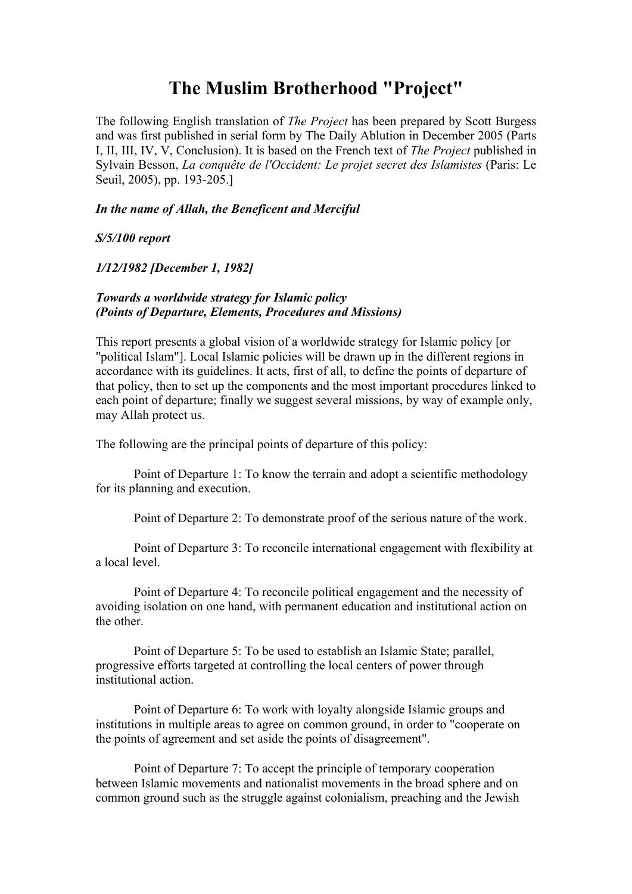# The Muslim Brotherhood "Project"

The following English translation of *The Project* has been prepared by Scott Burgess and was first published in serial form by The Daily Ablution in December 2005 (Parts I, II, III, IV, V, Conclusion). It is based on the French text of *The Project* published in Sylvain Besson, *La conquête de l'Occident: Le projet secret des Islamistes* (Paris: Le Seuil, 2005), pp. 193-205.]

***In the name of Allah, the Beneficent and Merciful***

***S/5/100 report***

***1/12/1982 [December 1, 1982]***

***Towards a worldwide strategy for Islamic policy***
***(Points of Departure, Elements, Procedures and Missions)***

This report presents a global vision of a worldwide strategy for Islamic policy [or "political Islam"]. Local Islamic policies will be drawn up in the different regions in accordance with its guidelines. It acts, first of all, to define the points of departure of that policy, then to set up the components and the most important procedures linked to each point of departure; finally we suggest several missions, by way of example only, may Allah protect us.

The following are the principal points of departure of this policy:

Point of Departure 1: To know the terrain and adopt a scientific methodology for its planning and execution.

Point of Departure 2: To demonstrate proof of the serious nature of the work.

Point of Departure 3: To reconcile international engagement with flexibility at a local level.

Point of Departure 4: To reconcile political engagement and the necessity of avoiding isolation on one hand, with permanent education and institutional action on the other.

Point of Departure 5: To be used to establish an Islamic State; parallel, progressive efforts targeted at controlling the local centers of power through institutional action.

Point of Departure 6: To work with loyalty alongside Islamic groups and institutions in multiple areas to agree on common ground, in order to "cooperate on the points of agreement and set aside the points of disagreement".

Point of Departure 7: To accept the principle of temporary cooperation between Islamic movements and nationalist movements in the broad sphere and on common ground such as the struggle against colonialism, preaching and the Jewish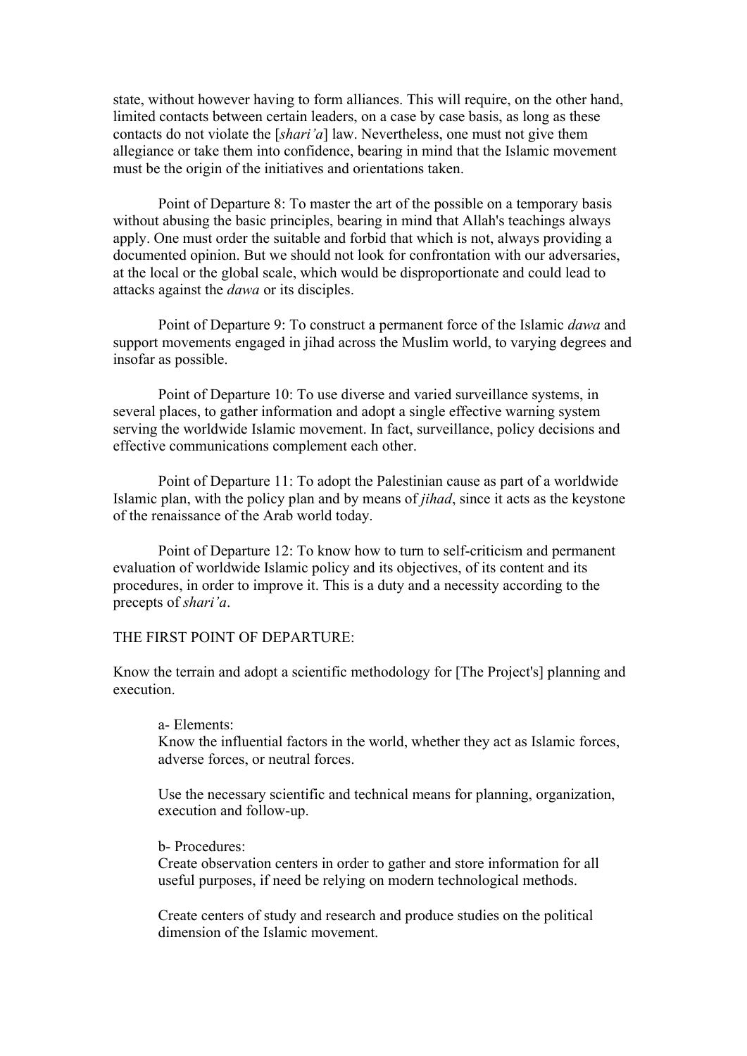state, without however having to form alliances. This will require, on the other hand, limited contacts between certain leaders, on a case by case basis, as long as these contacts do not violate the [*shari'a*] law. Nevertheless, one must not give them allegiance or take them into confidence, bearing in mind that the Islamic movement must be the origin of the initiatives and orientations taken.

Point of Departure 8: To master the art of the possible on a temporary basis without abusing the basic principles, bearing in mind that Allah's teachings always apply. One must order the suitable and forbid that which is not, always providing a documented opinion. But we should not look for confrontation with our adversaries, at the local or the global scale, which would be disproportionate and could lead to attacks against the *dawa* or its disciples.

Point of Departure 9: To construct a permanent force of the Islamic *dawa* and support movements engaged in jihad across the Muslim world, to varying degrees and insofar as possible.

Point of Departure 10: To use diverse and varied surveillance systems, in several places, to gather information and adopt a single effective warning system serving the worldwide Islamic movement. In fact, surveillance, policy decisions and effective communications complement each other.

Point of Departure 11: To adopt the Palestinian cause as part of a worldwide Islamic plan, with the policy plan and by means of *jihad*, since it acts as the keystone of the renaissance of the Arab world today.

Point of Departure 12: To know how to turn to self-criticism and permanent evaluation of worldwide Islamic policy and its objectives, of its content and its procedures, in order to improve it. This is a duty and a necessity according to the precepts of *shari'a*.

THE FIRST POINT OF DEPARTURE:

Know the terrain and adopt a scientific methodology for [The Project's] planning and execution.

a- Elements:
Know the influential factors in the world, whether they act as Islamic forces, adverse forces, or neutral forces.

Use the necessary scientific and technical means for planning, organization, execution and follow-up.

b- Procedures:
Create observation centers in order to gather and store information for all useful purposes, if need be relying on modern technological methods.

Create centers of study and research and produce studies on the political dimension of the Islamic movement.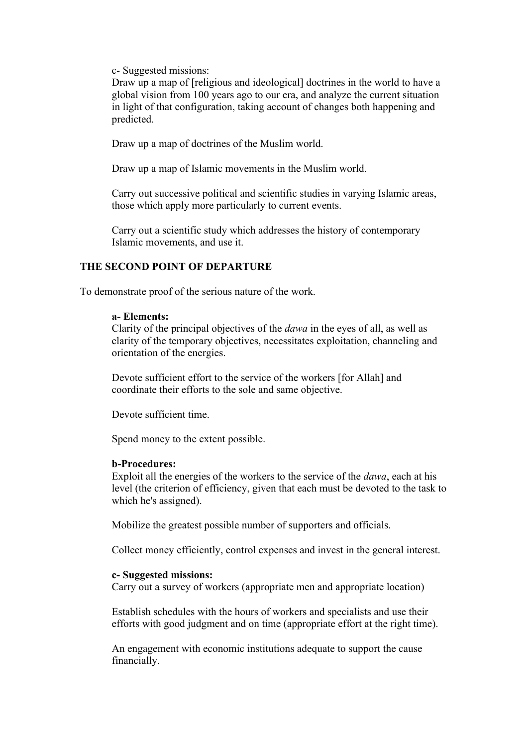c- Suggested missions:
Draw up a map of [religious and ideological] doctrines in the world to have a global vision from 100 years ago to our era, and analyze the current situation in light of that configuration, taking account of changes both happening and predicted.

Draw up a map of doctrines of the Muslim world.

Draw up a map of Islamic movements in the Muslim world.

Carry out successive political and scientific studies in varying Islamic areas, those which apply more particularly to current events.

Carry out a scientific study which addresses the history of contemporary Islamic movements, and use it.

**THE SECOND POINT OF DEPARTURE**

To demonstrate proof of the serious nature of the work.

**a- Elements:**
Clarity of the principal objectives of the *dawa* in the eyes of all, as well as clarity of the temporary objectives, necessitates exploitation, channeling and orientation of the energies.

Devote sufficient effort to the service of the workers [for Allah] and coordinate their efforts to the sole and same objective.

Devote sufficient time.

Spend money to the extent possible.

**b-Procedures:**
Exploit all the energies of the workers to the service of the *dawa*, each at his level (the criterion of efficiency, given that each must be devoted to the task to which he's assigned).

Mobilize the greatest possible number of supporters and officials.

Collect money efficiently, control expenses and invest in the general interest.

**c- Suggested missions:**
Carry out a survey of workers (appropriate men and appropriate location)

Establish schedules with the hours of workers and specialists and use their efforts with good judgment and on time (appropriate effort at the right time).

An engagement with economic institutions adequate to support the cause financially.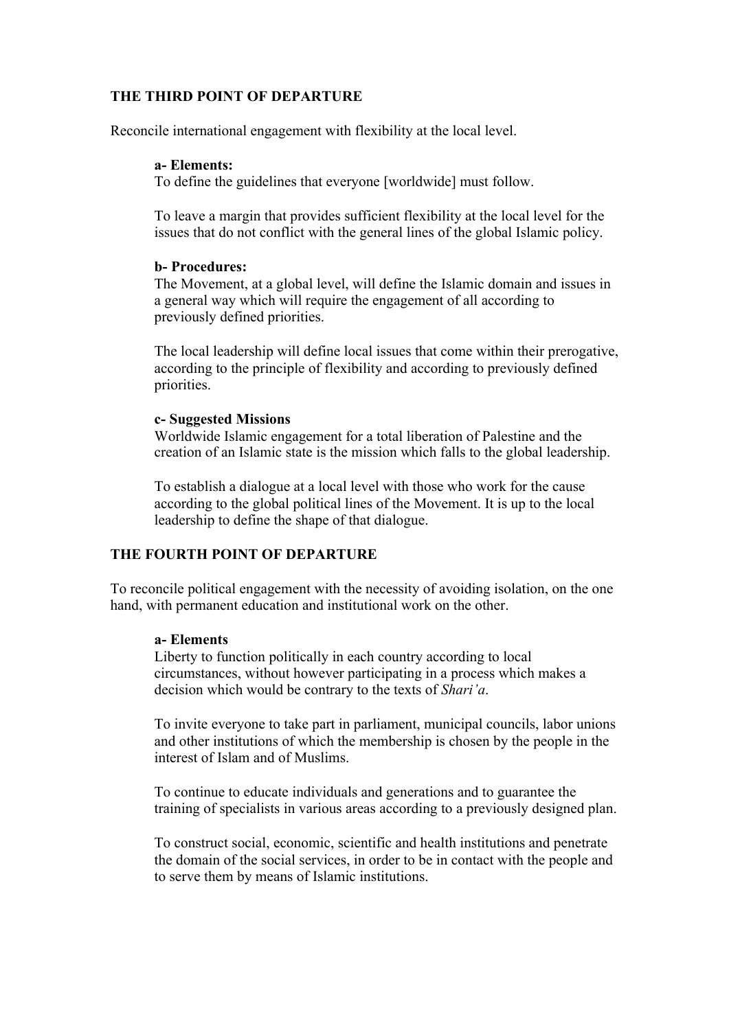## THE THIRD POINT OF DEPARTURE

Reconcile international engagement with flexibility at the local level.

**a- Elements:**
To define the guidelines that everyone [worldwide] must follow.

To leave a margin that provides sufficient flexibility at the local level for the issues that do not conflict with the general lines of the global Islamic policy.

**b- Procedures:**
The Movement, at a global level, will define the Islamic domain and issues in a general way which will require the engagement of all according to previously defined priorities.

The local leadership will define local issues that come within their prerogative, according to the principle of flexibility and according to previously defined priorities.

**c- Suggested Missions**
Worldwide Islamic engagement for a total liberation of Palestine and the creation of an Islamic state is the mission which falls to the global leadership.

To establish a dialogue at a local level with those who work for the cause according to the global political lines of the Movement. It is up to the local leadership to define the shape of that dialogue.

## THE FOURTH POINT OF DEPARTURE

To reconcile political engagement with the necessity of avoiding isolation, on the one hand, with permanent education and institutional work on the other.

**a- Elements**
Liberty to function politically in each country according to local circumstances, without however participating in a process which makes a decision which would be contrary to the texts of *Shari'a*.

To invite everyone to take part in parliament, municipal councils, labor unions and other institutions of which the membership is chosen by the people in the interest of Islam and of Muslims.

To continue to educate individuals and generations and to guarantee the training of specialists in various areas according to a previously designed plan.

To construct social, economic, scientific and health institutions and penetrate the domain of the social services, in order to be in contact with the people and to serve them by means of Islamic institutions.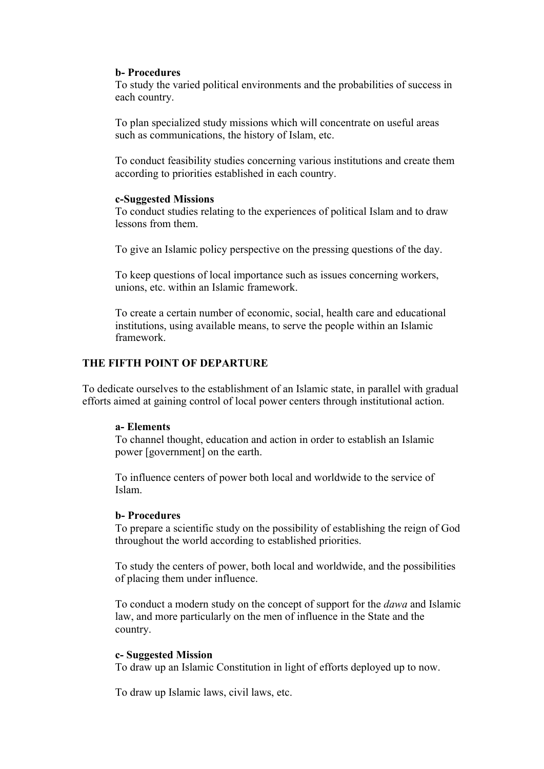**b- Procedures**

To study the varied political environments and the probabilities of success in each country.

To plan specialized study missions which will concentrate on useful areas such as communications, the history of Islam, etc.

To conduct feasibility studies concerning various institutions and create them according to priorities established in each country.

**c-Suggested Missions**

To conduct studies relating to the experiences of political Islam and to draw lessons from them.

To give an Islamic policy perspective on the pressing questions of the day.

To keep questions of local importance such as issues concerning workers, unions, etc. within an Islamic framework.

To create a certain number of economic, social, health care and educational institutions, using available means, to serve the people within an Islamic framework.

## THE FIFTH POINT OF DEPARTURE

To dedicate ourselves to the establishment of an Islamic state, in parallel with gradual efforts aimed at gaining control of local power centers through institutional action.

**a- Elements**

To channel thought, education and action in order to establish an Islamic power [government] on the earth.

To influence centers of power both local and worldwide to the service of Islam.

**b- Procedures**

To prepare a scientific study on the possibility of establishing the reign of God throughout the world according to established priorities.

To study the centers of power, both local and worldwide, and the possibilities of placing them under influence.

To conduct a modern study on the concept of support for the *dawa* and Islamic law, and more particularly on the men of influence in the State and the country.

**c- Suggested Mission**

To draw up an Islamic Constitution in light of efforts deployed up to now.

To draw up Islamic laws, civil laws, etc.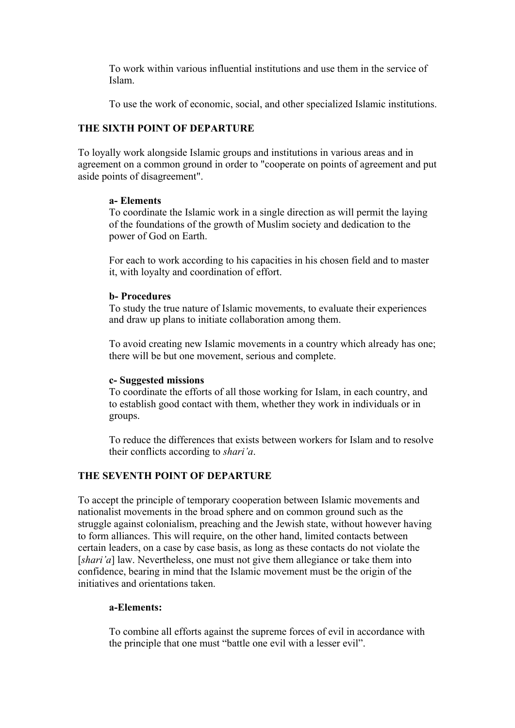To work within various influential institutions and use them in the service of Islam.

To use the work of economic, social, and other specialized Islamic institutions.

## THE SIXTH POINT OF DEPARTURE

To loyally work alongside Islamic groups and institutions in various areas and in agreement on a common ground in order to "cooperate on points of agreement and put aside points of disagreement".

**a- Elements**
To coordinate the Islamic work in a single direction as will permit the laying of the foundations of the growth of Muslim society and dedication to the power of God on Earth.

For each to work according to his capacities in his chosen field and to master it, with loyalty and coordination of effort.

**b- Procedures**
To study the true nature of Islamic movements, to evaluate their experiences and draw up plans to initiate collaboration among them.

To avoid creating new Islamic movements in a country which already has one; there will be but one movement, serious and complete.

**c- Suggested missions**
To coordinate the efforts of all those working for Islam, in each country, and to establish good contact with them, whether they work in individuals or in groups.

To reduce the differences that exists between workers for Islam and to resolve their conflicts according to *shari'a*.

## THE SEVENTH POINT OF DEPARTURE

To accept the principle of temporary cooperation between Islamic movements and nationalist movements in the broad sphere and on common ground such as the struggle against colonialism, preaching and the Jewish state, without however having to form alliances. This will require, on the other hand, limited contacts between certain leaders, on a case by case basis, as long as these contacts do not violate the [*shari'a*] law. Nevertheless, one must not give them allegiance or take them into confidence, bearing in mind that the Islamic movement must be the origin of the initiatives and orientations taken.

**a-Elements:**

To combine all efforts against the supreme forces of evil in accordance with the principle that one must "battle one evil with a lesser evil".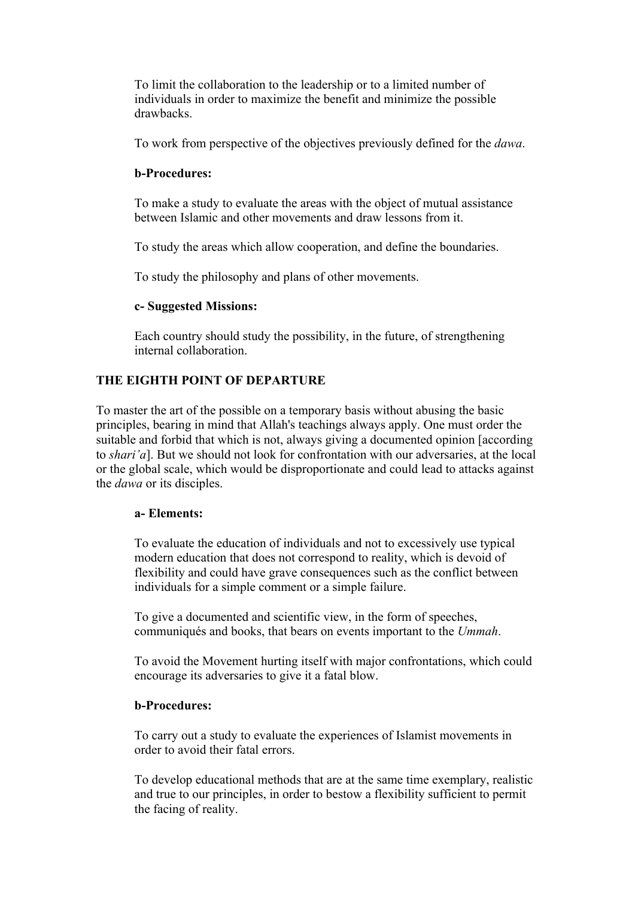To limit the collaboration to the leadership or to a limited number of individuals in order to maximize the benefit and minimize the possible drawbacks.

To work from perspective of the objectives previously defined for the *dawa*.

**b-Procedures:**

To make a study to evaluate the areas with the object of mutual assistance between Islamic and other movements and draw lessons from it.

To study the areas which allow cooperation, and define the boundaries.

To study the philosophy and plans of other movements.

**c- Suggested Missions:**

Each country should study the possibility, in the future, of strengthening internal collaboration.

**THE EIGHTH POINT OF DEPARTURE**

To master the art of the possible on a temporary basis without abusing the basic principles, bearing in mind that Allah's teachings always apply. One must order the suitable and forbid that which is not, always giving a documented opinion [according to *shari'a*]. But we should not look for confrontation with our adversaries, at the local or the global scale, which would be disproportionate and could lead to attacks against the *dawa* or its disciples.

**a- Elements:**

To evaluate the education of individuals and not to excessively use typical modern education that does not correspond to reality, which is devoid of flexibility and could have grave consequences such as the conflict between individuals for a simple comment or a simple failure.

To give a documented and scientific view, in the form of speeches, communiqués and books, that bears on events important to the *Ummah*.

To avoid the Movement hurting itself with major confrontations, which could encourage its adversaries to give it a fatal blow.

**b-Procedures:**

To carry out a study to evaluate the experiences of Islamist movements in order to avoid their fatal errors.

To develop educational methods that are at the same time exemplary, realistic and true to our principles, in order to bestow a flexibility sufficient to permit the facing of reality.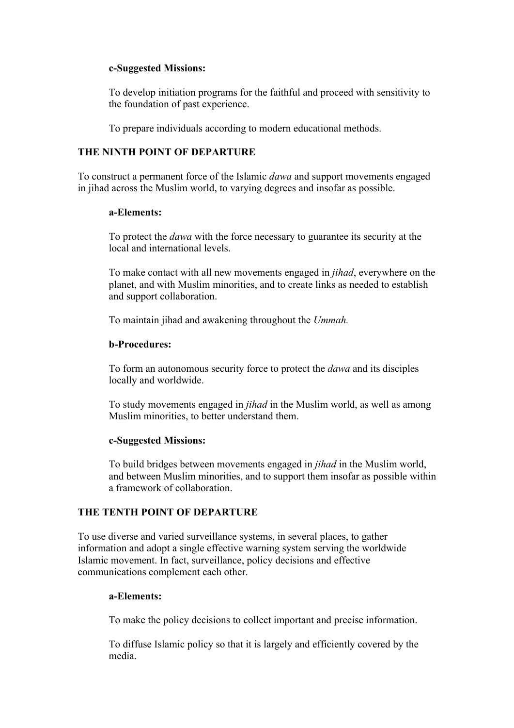**c-Suggested Missions:**

To develop initiation programs for the faithful and proceed with sensitivity to the foundation of past experience.

To prepare individuals according to modern educational methods.

**THE NINTH POINT OF DEPARTURE**

To construct a permanent force of the Islamic *dawa* and support movements engaged in jihad across the Muslim world, to varying degrees and insofar as possible.

**a-Elements:**

To protect the *dawa* with the force necessary to guarantee its security at the local and international levels.

To make contact with all new movements engaged in *jihad*, everywhere on the planet, and with Muslim minorities, and to create links as needed to establish and support collaboration.

To maintain jihad and awakening throughout the *Ummah.*

**b-Procedures:**

To form an autonomous security force to protect the *dawa* and its disciples locally and worldwide.

To study movements engaged in *jihad* in the Muslim world, as well as among Muslim minorities, to better understand them.

**c-Suggested Missions:**

To build bridges between movements engaged in *jihad* in the Muslim world, and between Muslim minorities, and to support them insofar as possible within a framework of collaboration.

**THE TENTH POINT OF DEPARTURE**

To use diverse and varied surveillance systems, in several places, to gather information and adopt a single effective warning system serving the worldwide Islamic movement. In fact, surveillance, policy decisions and effective communications complement each other.

**a-Elements:**

To make the policy decisions to collect important and precise information.

To diffuse Islamic policy so that it is largely and efficiently covered by the media.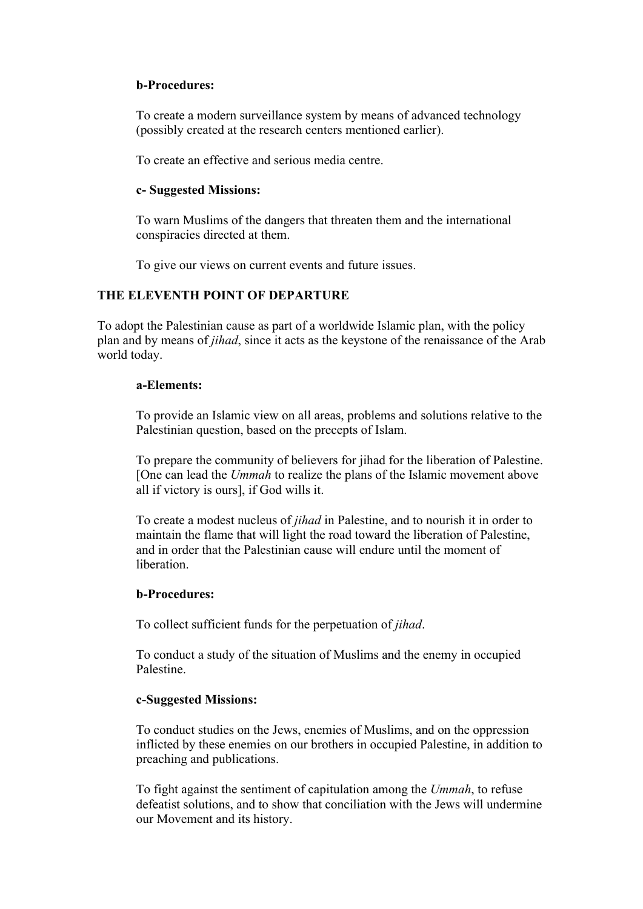**b-Procedures:**

To create a modern surveillance system by means of advanced technology (possibly created at the research centers mentioned earlier).

To create an effective and serious media centre.

**c- Suggested Missions:**

To warn Muslims of the dangers that threaten them and the international conspiracies directed at them.

To give our views on current events and future issues.

**THE ELEVENTH POINT OF DEPARTURE**

To adopt the Palestinian cause as part of a worldwide Islamic plan, with the policy plan and by means of *jihad*, since it acts as the keystone of the renaissance of the Arab world today.

**a-Elements:**

To provide an Islamic view on all areas, problems and solutions relative to the Palestinian question, based on the precepts of Islam.

To prepare the community of believers for jihad for the liberation of Palestine. [One can lead the *Ummah* to realize the plans of the Islamic movement above all if victory is ours], if God wills it.

To create a modest nucleus of *jihad* in Palestine, and to nourish it in order to maintain the flame that will light the road toward the liberation of Palestine, and in order that the Palestinian cause will endure until the moment of liberation.

**b-Procedures:**

To collect sufficient funds for the perpetuation of *jihad*.

To conduct a study of the situation of Muslims and the enemy in occupied Palestine.

**c-Suggested Missions:**

To conduct studies on the Jews, enemies of Muslims, and on the oppression inflicted by these enemies on our brothers in occupied Palestine, in addition to preaching and publications.

To fight against the sentiment of capitulation among the *Ummah*, to refuse defeatist solutions, and to show that conciliation with the Jews will undermine our Movement and its history.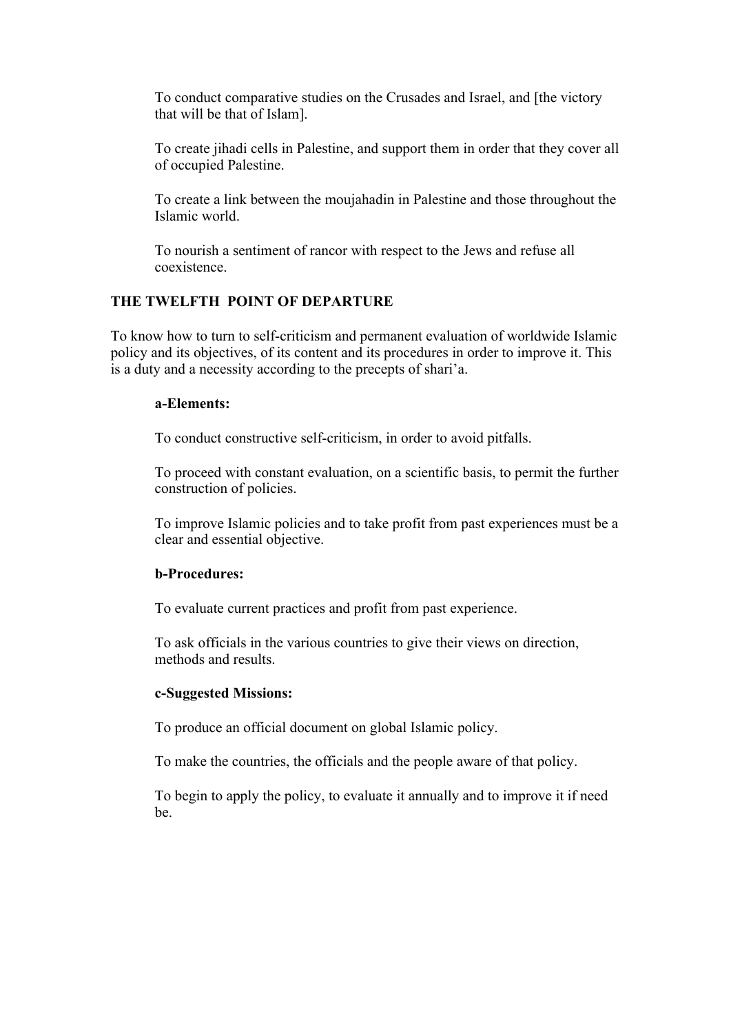To conduct comparative studies on the Crusades and Israel, and [the victory that will be that of Islam].

To create jihadi cells in Palestine, and support them in order that they cover all of occupied Palestine.

To create a link between the moujahadin in Palestine and those throughout the Islamic world.

To nourish a sentiment of rancor with respect to the Jews and refuse all coexistence.

## THE TWELFTH POINT OF DEPARTURE

To know how to turn to self-criticism and permanent evaluation of worldwide Islamic policy and its objectives, of its content and its procedures in order to improve it. This is a duty and a necessity according to the precepts of shari'a.

**a-Elements:**

To conduct constructive self-criticism, in order to avoid pitfalls.

To proceed with constant evaluation, on a scientific basis, to permit the further construction of policies.

To improve Islamic policies and to take profit from past experiences must be a clear and essential objective.

**b-Procedures:**

To evaluate current practices and profit from past experience.

To ask officials in the various countries to give their views on direction, methods and results.

**c-Suggested Missions:**

To produce an official document on global Islamic policy.

To make the countries, the officials and the people aware of that policy.

To begin to apply the policy, to evaluate it annually and to improve it if need be.